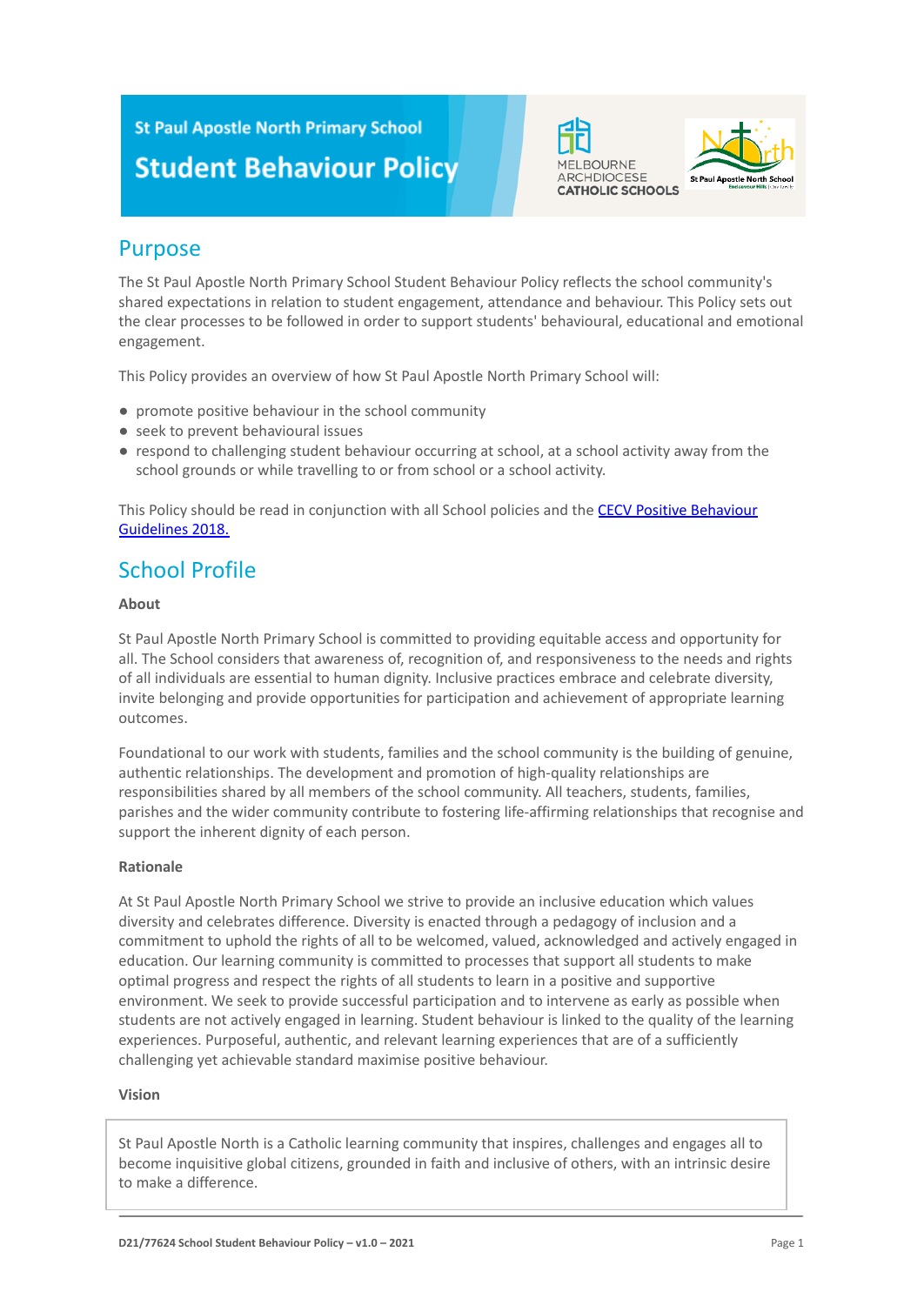St Paul Apostle North Primary School

# Student Behaviour Policy

## Purpose

The St Paul Apostle North Primary School Student Behaviour Policy reflects the school community's shared expectations in relation to student engagement, attendance and behaviour. This Policy sets out the clear processes to be followed in order to support students' behavioural, educational and emotional engagement.

This Policy provides an overview of how St Paul Apostle North Primary School will:

- promote positive behaviour in the school community
- seek to prevent behavioural issues
- respond to challenging student behaviour occurring at school, at a school activity away from the school grounds or while travelling to or from school or a school activity.

This Policy should be read in conjunction with all School policies and the CECV Positive Behaviour Guidelines 2018.

## School Profile

**About**

St Paul Apostle North Primary School is committed to providing equitable access and opportunity for all. The School considers that awareness of, recognition of, and responsiveness to the needs and rights of all individuals are essential to human dignity. Inclusive practices embrace and celebrate diversity, invite belonging and provide opportunities for participation and achievement of appropriate learning outcomes.

Foundational to our work with students, families and the school community is the building of genuine, authentic relationships. The development and promotion of high-quality relationships are responsibilities shared by all members of the school community. All teachers, students, families, parishes and the wider community contribute to fostering life-affirming relationships that recognise and support the inherent dignity of each person.

**Rationale**

At St Paul Apostle North Primary School we strive to provide an inclusive education which values diversity and celebrates difference. Diversity is enacted through a pedagogy of inclusion and a commitment to uphold the rights of all to be welcomed, valued, acknowledged and actively engaged in education. Our learning community is committed to processes that support all students to make optimal progress and respect the rights of all students to learn in a positive and supportive environment. We seek to provide successful participation and to intervene as early as possible when students are not actively engaged in learning. Student behaviour is linked to the quality of the learning experiences. Purposeful, authentic, and relevant learning experiences that are of a sufficiently challenging yet achievable standard maximise positive behaviour.

**Vision**

St Paul Apostle North is a Catholic learning community that inspires, challenges and engages all to become inquisitive global citizens, grounded in faith and inclusive of others, with an intrinsic desire to make a difference.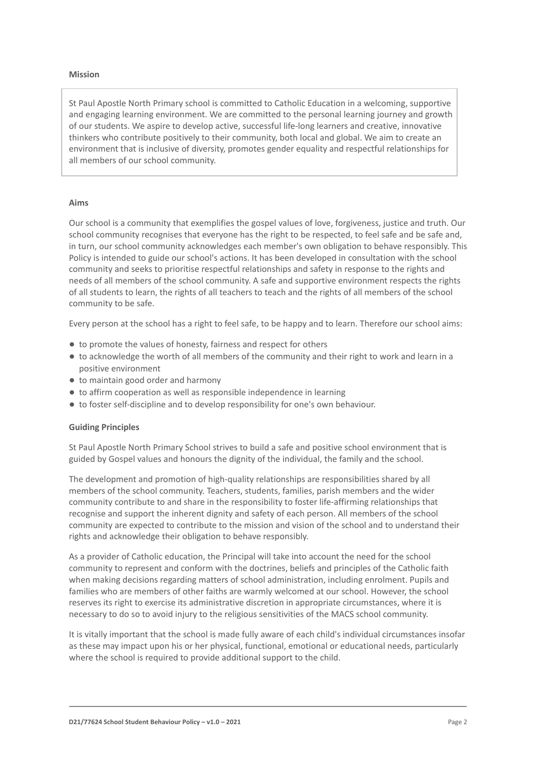**Mission**

St Paul Apostle North Primary school is committed to Catholic Education in a welcoming, supportive and engaging learning environment. We are committed to the personal learning journey and growth of our students. We aspire to develop active, successful life-long learners and creative, innovative thinkers who contribute positively to their community, both local and global. We aim to create an environment that is inclusive of diversity, promotes gender equality and respectful relationships for all members of our school community.

**Aims**

Our school is a community that exemplifies the gospel values of love, forgiveness, justice and truth. Our school community recognises that everyone has the right to be respected, to feel safe and be safe and, in turn, our school community acknowledges each member's own obligation to behave responsibly. This Policy is intended to guide our school's actions. It has been developed in consultation with the school community and seeks to prioritise respectful relationships and safety in response to the rights and needs of all members of the school community. A safe and supportive environment respects the rights of all students to learn, the rights of all teachers to teach and the rights of all members of the school community to be safe.

Every person at the school has a right to feel safe, to be happy and to learn. Therefore our school aims:

- to promote the values of honesty, fairness and respect for others
- to acknowledge the worth of all members of the community and their right to work and learn in a positive environment
- to maintain good order and harmony
- to affirm cooperation as well as responsible independence in learning
- to foster self-discipline and to develop responsibility for one's own behaviour.

**Guiding Principles**

St Paul Apostle North Primary School strives to build a safe and positive school environment that is guided by Gospel values and honours the dignity of the individual, the family and the school.

The development and promotion of high-quality relationships are responsibilities shared by all members of the school community. Teachers, students, families, parish members and the wider community contribute to and share in the responsibility to foster life-affirming relationships that recognise and support the inherent dignity and safety of each person. All members of the school community are expected to contribute to the mission and vision of the school and to understand their rights and acknowledge their obligation to behave responsibly.

As a provider of Catholic education, the Principal will take into account the need for the school community to represent and conform with the doctrines, beliefs and principles of the Catholic faith when making decisions regarding matters of school administration, including enrolment. Pupils and families who are members of other faiths are warmly welcomed at our school. However, the school reserves its right to exercise its administrative discretion in appropriate circumstances, where it is necessary to do so to avoid injury to the religious sensitivities of the MACS school community.

It is vitally important that the school is made fully aware of each child's individual circumstances insofar as these may impact upon his or her physical, functional, emotional or educational needs, particularly where the school is required to provide additional support to the child.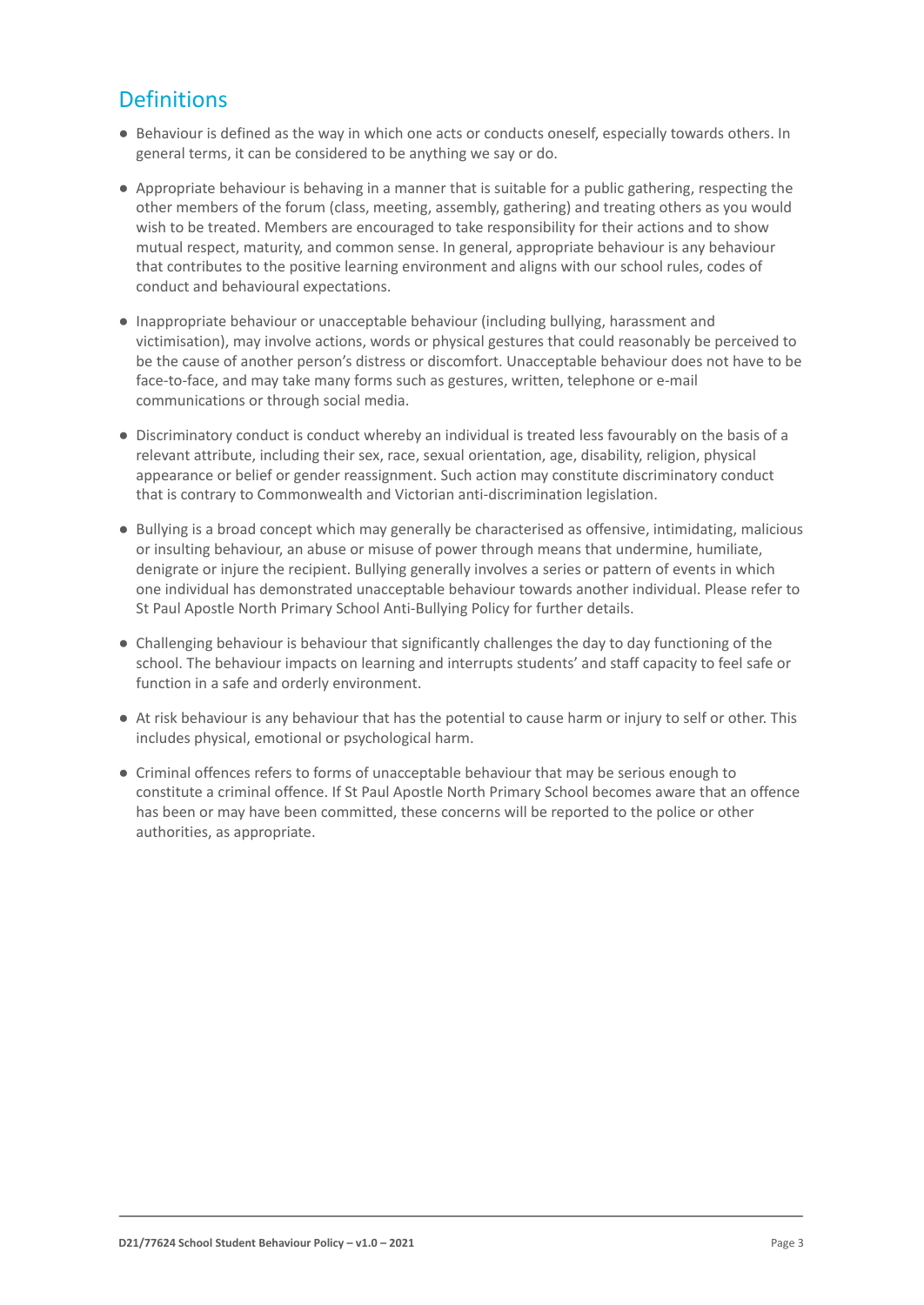## Definitions

- Behaviour is defined as the way in which one acts or conducts oneself, especially towards others. In general terms, it can be considered to be anything we say or do.
- Appropriate behaviour is behaving in a manner that is suitable for a public gathering, respecting the other members of the forum (class, meeting, assembly, gathering) and treating others as you would wish to be treated. Members are encouraged to take responsibility for their actions and to show mutual respect, maturity, and common sense. In general, appropriate behaviour is any behaviour that contributes to the positive learning environment and aligns with our school rules, codes of conduct and behavioural expectations.
- Inappropriate behaviour or unacceptable behaviour (including bullying, harassment and victimisation), may involve actions, words or physical gestures that could reasonably be perceived to be the cause of another person's distress or discomfort. Unacceptable behaviour does not have to be face-to-face, and may take many forms such as gestures, written, telephone or e-mail communications or through social media.
- Discriminatory conduct is conduct whereby an individual is treated less favourably on the basis of a relevant attribute, including their sex, race, sexual orientation, age, disability, religion, physical appearance or belief or gender reassignment. Such action may constitute discriminatory conduct that is contrary to Commonwealth and Victorian anti-discrimination legislation.
- Bullying is a broad concept which may generally be characterised as offensive, intimidating, malicious or insulting behaviour, an abuse or misuse of power through means that undermine, humiliate, denigrate or injure the recipient. Bullying generally involves a series or pattern of events in which one individual has demonstrated unacceptable behaviour towards another individual. Please refer to St Paul Apostle North Primary School Anti-Bullying Policy for further details.
- Challenging behaviour is behaviour that significantly challenges the day to day functioning of the school. The behaviour impacts on learning and interrupts students' and staff capacity to feel safe or function in a safe and orderly environment.
- At risk behaviour is any behaviour that has the potential to cause harm or injury to self or other. This includes physical, emotional or psychological harm.
- Criminal offences refers to forms of unacceptable behaviour that may be serious enough to constitute a criminal offence. If St Paul Apostle North Primary School becomes aware that an offence has been or may have been committed, these concerns will be reported to the police or other authorities, as appropriate.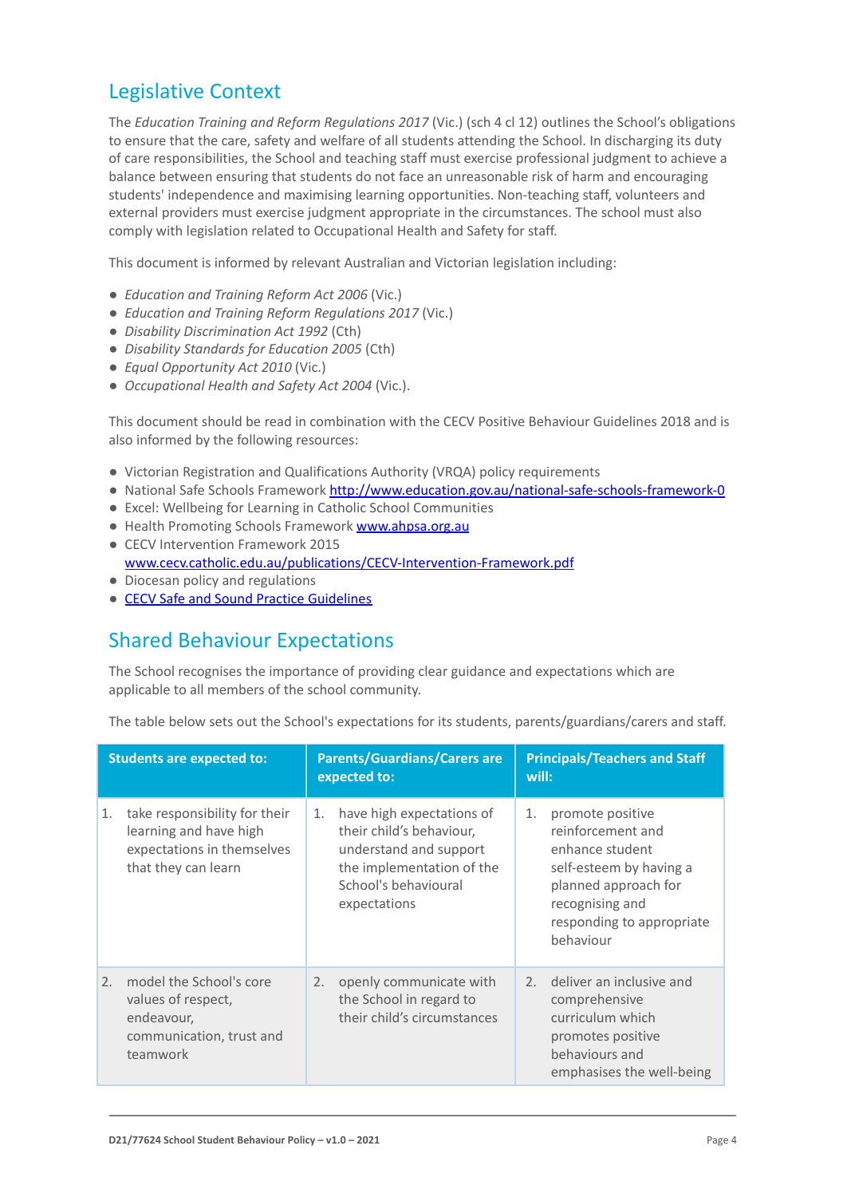## Legislative Context

The *Education Training and Reform Regulations 2017* (Vic.) (sch 4 cl 12) outlines the School's obligations to ensure that the care, safety and welfare of all students attending the School. In discharging its duty of care responsibilities, the School and teaching staff must exercise professional judgment to achieve a balance between ensuring that students do not face an unreasonable risk of harm and encouraging students' independence and maximising learning opportunities. Non-teaching staff, volunteers and external providers must exercise judgment appropriate in the circumstances. The school must also comply with legislation related to Occupational Health and Safety for staff.

This document is informed by relevant Australian and Victorian legislation including:

- *Education and Training Reform Act 2006* (Vic.)
- *Education and Training Reform Regulations 2017* (Vic.)
- *Disability Discrimination Act 1992* (Cth)
- *Disability Standards for Education 2005* (Cth)
- *Equal Opportunity Act 2010* (Vic.)
- *Occupational Health and Safety Act 2004* (Vic.).

This document should be read in combination with the CECV Positive Behaviour Guidelines 2018 and is also informed by the following resources:

- Victorian Registration and Qualifications Authority (VRQA) policy requirements
- National Safe Schools Framework http://www.education.gov.au/national-safe-schools-framework-0
- Excel: Wellbeing for Learning in Catholic School Communities
- Health Promoting Schools Framework www.ahpsa.org.au
- CECV Intervention Framework 2015 www.cecv.catholic.edu.au/publications/CECV-Intervention-Framework.pdf
- Diocesan policy and regulations
- CECV Safe and Sound Practice Guidelines

## Shared Behaviour Expectations

The School recognises the importance of providing clear guidance and expectations which are applicable to all members of the school community.

The table below sets out the School's expectations for its students, parents/guardians/carers and staff.

| Students are expected to: | Parents/Guardians/Carers are expected to: | Principals/Teachers and Staff will: |
|---|---|---|
| 1. take responsibility for their learning and have high expectations in themselves that they can learn | 1. have high expectations of their child's behaviour, understand and support the implementation of the School's behavioural expectations | 1. promote positive reinforcement and enhance student self-esteem by having a planned approach for recognising and responding to appropriate behaviour |
| 2. model the School's core values of respect, endeavour, communication, trust and teamwork | 2. openly communicate with the School in regard to their child's circumstances | 2. deliver an inclusive and comprehensive curriculum which promotes positive behaviours and emphasises the well-being |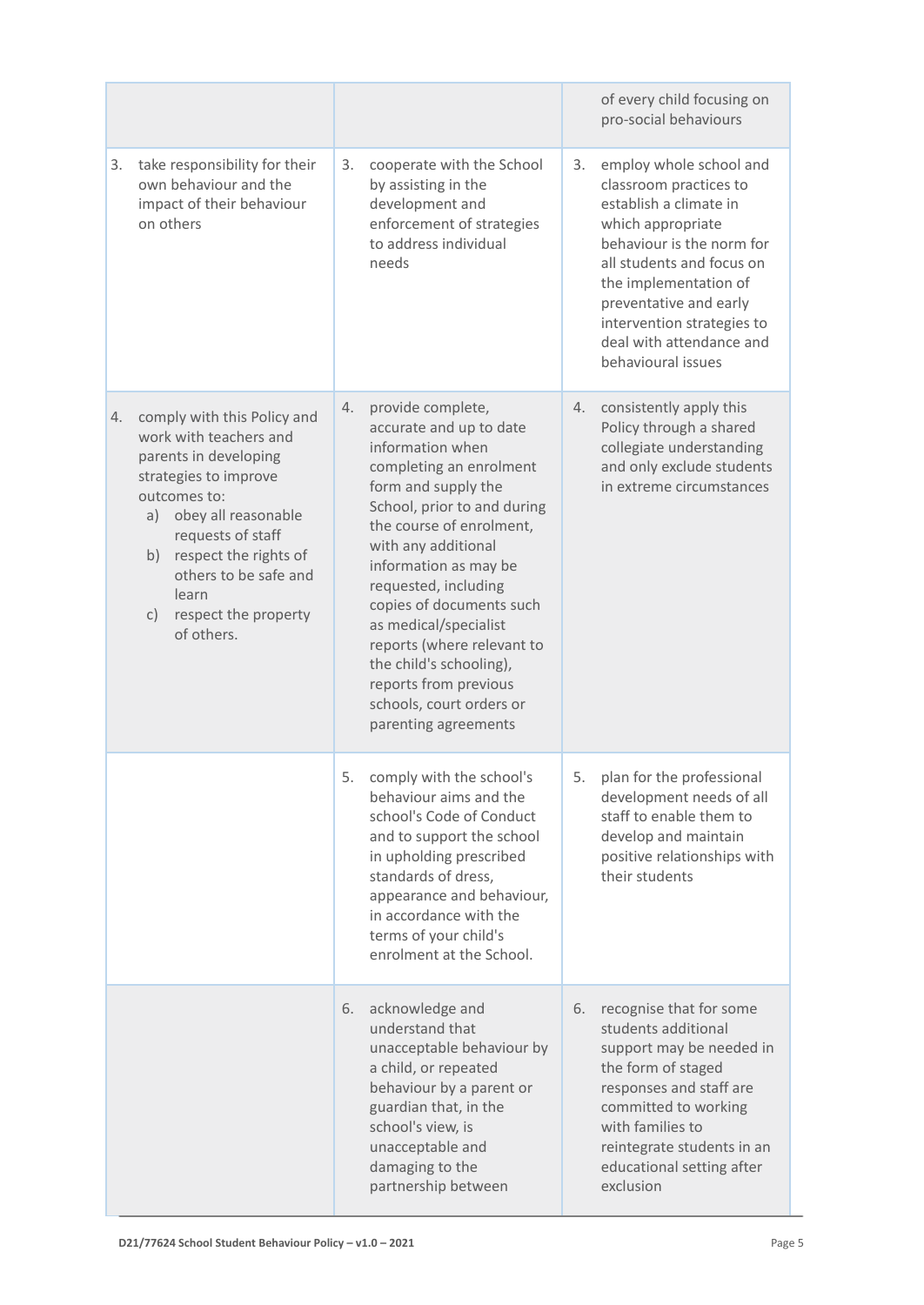| | | |
|---|---|---|
| | | of every child focusing on pro-social behaviours |
| 3. take responsibility for their own behaviour and the impact of their behaviour on others | 3. cooperate with the School by assisting in the development and enforcement of strategies to address individual needs | 3. employ whole school and classroom practices to establish a climate in which appropriate behaviour is the norm for all students and focus on the implementation of preventative and early intervention strategies to deal with attendance and behavioural issues |
| 4. comply with this Policy and work with teachers and parents in developing strategies to improve outcomes to: a) obey all reasonable requests of staff b) respect the rights of others to be safe and learn c) respect the property of others. | 4. provide complete, accurate and up to date information when completing an enrolment form and supply the School, prior to and during the course of enrolment, with any additional information as may be requested, including copies of documents such as medical/specialist reports (where relevant to the child's schooling), reports from previous schools, court orders or parenting agreements | 4. consistently apply this Policy through a shared collegiate understanding and only exclude students in extreme circumstances |
| | 5. comply with the school's behaviour aims and the school's Code of Conduct and to support the school in upholding prescribed standards of dress, appearance and behaviour, in accordance with the terms of your child's enrolment at the School. | 5. plan for the professional development needs of all staff to enable them to develop and maintain positive relationships with their students |
| | 6. acknowledge and understand that unacceptable behaviour by a child, or repeated behaviour by a parent or guardian that, in the school's view, is unacceptable and damaging to the partnership between | 6. recognise that for some students additional support may be needed in the form of staged responses and staff are committed to working with families to reintegrate students in an educational setting after exclusion |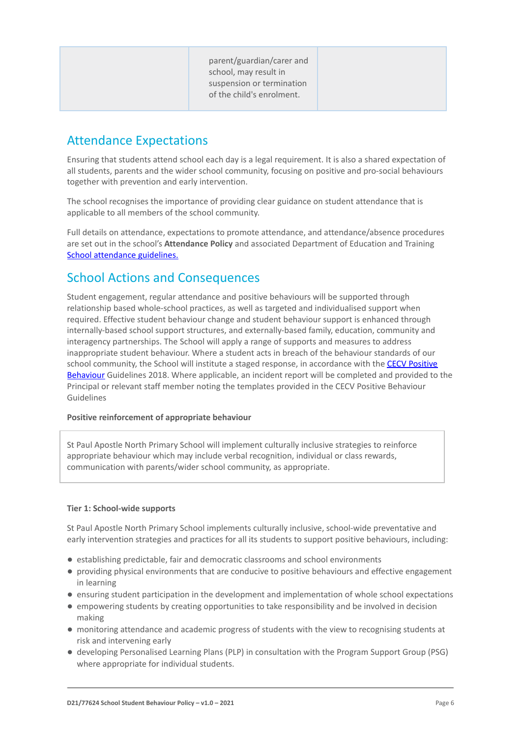| | | |
|---|---|---|
| | parent/guardian/carer and school, may result in suspension or termination of the child's enrolment. | |

## Attendance Expectations

Ensuring that students attend school each day is a legal requirement. It is also a shared expectation of all students, parents and the wider school community, focusing on positive and pro-social behaviours together with prevention and early intervention.

The school recognises the importance of providing clear guidance on student attendance that is applicable to all members of the school community.

Full details on attendance, expectations to promote attendance, and attendance/absence procedures are set out in the school's **Attendance Policy** and associated Department of Education and Training School attendance guidelines.

## School Actions and Consequences

Student engagement, regular attendance and positive behaviours will be supported through relationship based whole-school practices, as well as targeted and individualised support when required. Effective student behaviour change and student behaviour support is enhanced through internally-based school support structures, and externally-based family, education, community and interagency partnerships. The School will apply a range of supports and measures to address inappropriate student behaviour. Where a student acts in breach of the behaviour standards of our school community, the School will institute a staged response, in accordance with the CECV Positive Behaviour Guidelines 2018. Where applicable, an incident report will be completed and provided to the Principal or relevant staff member noting the templates provided in the CECV Positive Behaviour Guidelines

**Positive reinforcement of appropriate behaviour**

St Paul Apostle North Primary School will implement culturally inclusive strategies to reinforce appropriate behaviour which may include verbal recognition, individual or class rewards, communication with parents/wider school community, as appropriate.

**Tier 1: School-wide supports**

St Paul Apostle North Primary School implements culturally inclusive, school-wide preventative and early intervention strategies and practices for all its students to support positive behaviours, including:

- establishing predictable, fair and democratic classrooms and school environments
- providing physical environments that are conducive to positive behaviours and effective engagement in learning
- ensuring student participation in the development and implementation of whole school expectations
- empowering students by creating opportunities to take responsibility and be involved in decision making
- monitoring attendance and academic progress of students with the view to recognising students at risk and intervening early
- developing Personalised Learning Plans (PLP) in consultation with the Program Support Group (PSG) where appropriate for individual students.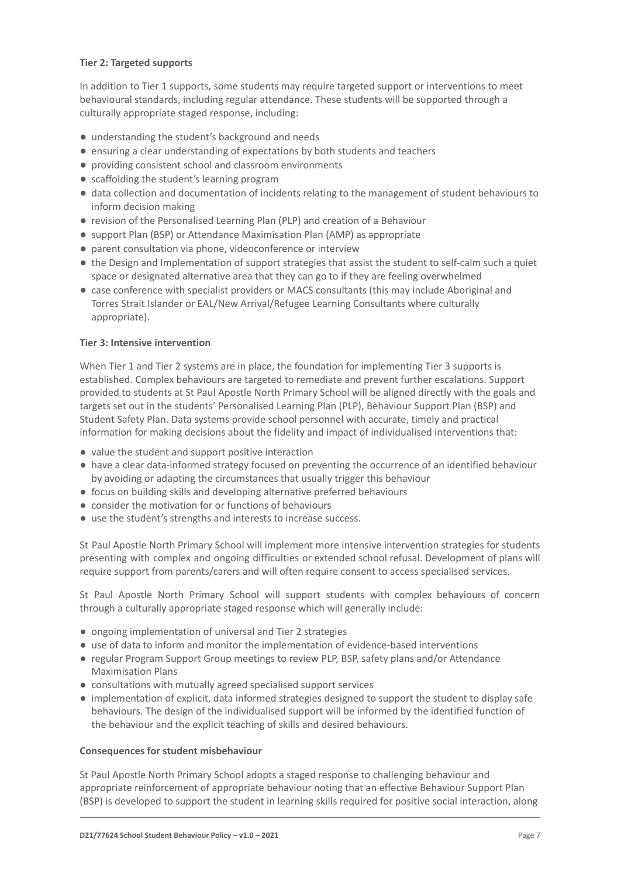**Tier 2: Targeted supports**

In addition to Tier 1 supports, some students may require targeted support or interventions to meet behavioural standards, including regular attendance. These students will be supported through a culturally appropriate staged response, including:

- understanding the student's background and needs
- ensuring a clear understanding of expectations by both students and teachers
- providing consistent school and classroom environments
- scaffolding the student's learning program
- data collection and documentation of incidents relating to the management of student behaviours to inform decision making
- revision of the Personalised Learning Plan (PLP) and creation of a Behaviour
- support Plan (BSP) or Attendance Maximisation Plan (AMP) as appropriate
- parent consultation via phone, videoconference or interview
- the Design and Implementation of support strategies that assist the student to self-calm such a quiet space or designated alternative area that they can go to if they are feeling overwhelmed
- case conference with specialist providers or MACS consultants (this may include Aboriginal and Torres Strait Islander or EAL/New Arrival/Refugee Learning Consultants where culturally appropriate).

**Tier 3: Intensive intervention**

When Tier 1 and Tier 2 systems are in place, the foundation for implementing Tier 3 supports is established. Complex behaviours are targeted to remediate and prevent further escalations. Support provided to students at St Paul Apostle North Primary School will be aligned directly with the goals and targets set out in the students' Personalised Learning Plan (PLP), Behaviour Support Plan (BSP) and Student Safety Plan. Data systems provide school personnel with accurate, timely and practical information for making decisions about the fidelity and impact of individualised interventions that:

- value the student and support positive interaction
- have a clear data-informed strategy focused on preventing the occurrence of an identified behaviour by avoiding or adapting the circumstances that usually trigger this behaviour
- focus on building skills and developing alternative preferred behaviours
- consider the motivation for or functions of behaviours
- use the student's strengths and interests to increase success.

St Paul Apostle North Primary School will implement more intensive intervention strategies for students presenting with complex and ongoing difficulties or extended school refusal. Development of plans will require support from parents/carers and will often require consent to access specialised services.

St Paul Apostle North Primary School will support students with complex behaviours of concern through a culturally appropriate staged response which will generally include:

- ongoing implementation of universal and Tier 2 strategies
- use of data to inform and monitor the implementation of evidence-based interventions
- regular Program Support Group meetings to review PLP, BSP, safety plans and/or Attendance Maximisation Plans
- consultations with mutually agreed specialised support services
- implementation of explicit, data informed strategies designed to support the student to display safe behaviours. The design of the individualised support will be informed by the identified function of the behaviour and the explicit teaching of skills and desired behaviours.

**Consequences for student misbehaviour**

St Paul Apostle North Primary School adopts a staged response to challenging behaviour and appropriate reinforcement of appropriate behaviour noting that an effective Behaviour Support Plan (BSP) is developed to support the student in learning skills required for positive social interaction, along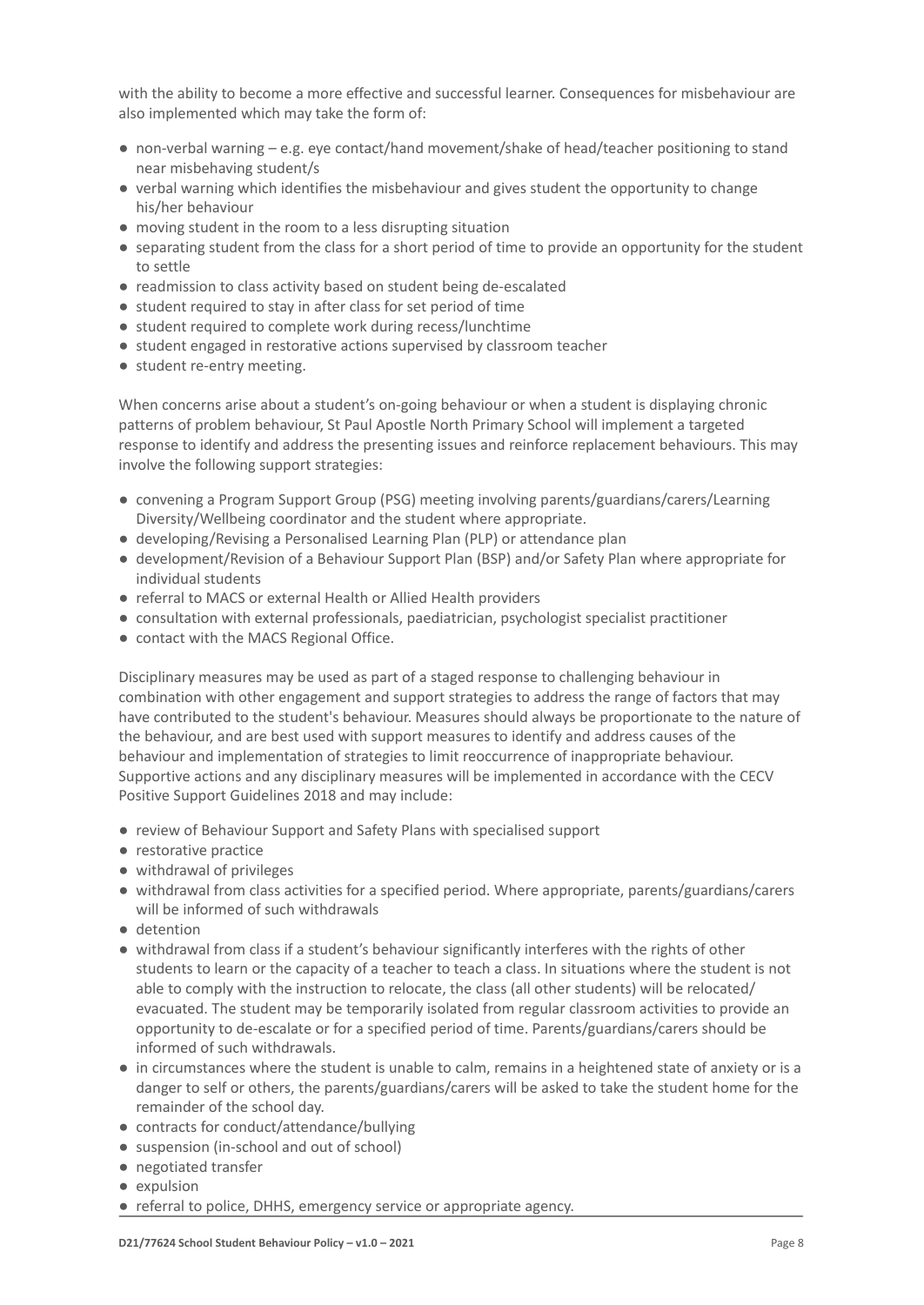with the ability to become a more effective and successful learner. Consequences for misbehaviour are also implemented which may take the form of:

- non-verbal warning – e.g. eye contact/hand movement/shake of head/teacher positioning to stand near misbehaving student/s
- verbal warning which identifies the misbehaviour and gives student the opportunity to change his/her behaviour
- moving student in the room to a less disrupting situation
- separating student from the class for a short period of time to provide an opportunity for the student to settle
- readmission to class activity based on student being de-escalated
- student required to stay in after class for set period of time
- student required to complete work during recess/lunchtime
- student engaged in restorative actions supervised by classroom teacher
- student re-entry meeting.

When concerns arise about a student's on-going behaviour or when a student is displaying chronic patterns of problem behaviour, St Paul Apostle North Primary School will implement a targeted response to identify and address the presenting issues and reinforce replacement behaviours. This may involve the following support strategies:

- convening a Program Support Group (PSG) meeting involving parents/guardians/carers/Learning Diversity/Wellbeing coordinator and the student where appropriate.
- developing/Revising a Personalised Learning Plan (PLP) or attendance plan
- development/Revision of a Behaviour Support Plan (BSP) and/or Safety Plan where appropriate for individual students
- referral to MACS or external Health or Allied Health providers
- consultation with external professionals, paediatrician, psychologist specialist practitioner
- contact with the MACS Regional Office.

Disciplinary measures may be used as part of a staged response to challenging behaviour in combination with other engagement and support strategies to address the range of factors that may have contributed to the student's behaviour. Measures should always be proportionate to the nature of the behaviour, and are best used with support measures to identify and address causes of the behaviour and implementation of strategies to limit reoccurrence of inappropriate behaviour. Supportive actions and any disciplinary measures will be implemented in accordance with the CECV Positive Support Guidelines 2018 and may include:

- review of Behaviour Support and Safety Plans with specialised support
- restorative practice
- withdrawal of privileges
- withdrawal from class activities for a specified period. Where appropriate, parents/guardians/carers will be informed of such withdrawals
- detention
- withdrawal from class if a student's behaviour significantly interferes with the rights of other students to learn or the capacity of a teacher to teach a class. In situations where the student is not able to comply with the instruction to relocate, the class (all other students) will be relocated/ evacuated. The student may be temporarily isolated from regular classroom activities to provide an opportunity to de-escalate or for a specified period of time. Parents/guardians/carers should be informed of such withdrawals.
- in circumstances where the student is unable to calm, remains in a heightened state of anxiety or is a danger to self or others, the parents/guardians/carers will be asked to take the student home for the remainder of the school day.
- contracts for conduct/attendance/bullying
- suspension (in-school and out of school)
- negotiated transfer
- expulsion
- referral to police, DHHS, emergency service or appropriate agency.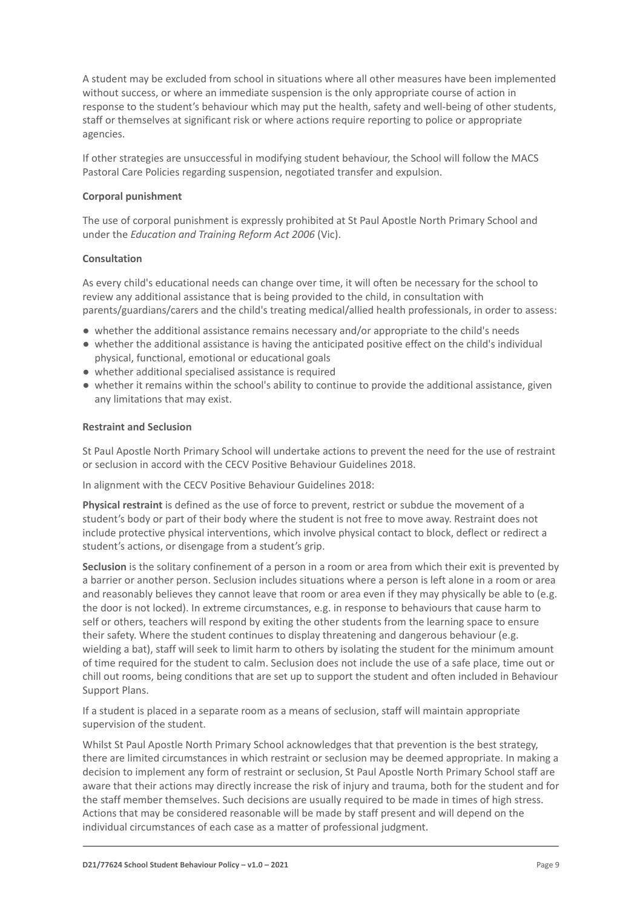A student may be excluded from school in situations where all other measures have been implemented without success, or where an immediate suspension is the only appropriate course of action in response to the student's behaviour which may put the health, safety and well-being of other students, staff or themselves at significant risk or where actions require reporting to police or appropriate agencies.

If other strategies are unsuccessful in modifying student behaviour, the School will follow the MACS Pastoral Care Policies regarding suspension, negotiated transfer and expulsion.

**Corporal punishment**

The use of corporal punishment is expressly prohibited at St Paul Apostle North Primary School and under the *Education and Training Reform Act 2006* (Vic).

**Consultation**

As every child's educational needs can change over time, it will often be necessary for the school to review any additional assistance that is being provided to the child, in consultation with parents/guardians/carers and the child's treating medical/allied health professionals, in order to assess:

- whether the additional assistance remains necessary and/or appropriate to the child's needs
- whether the additional assistance is having the anticipated positive effect on the child's individual physical, functional, emotional or educational goals
- whether additional specialised assistance is required
- whether it remains within the school's ability to continue to provide the additional assistance, given any limitations that may exist.

**Restraint and Seclusion**

St Paul Apostle North Primary School will undertake actions to prevent the need for the use of restraint or seclusion in accord with the CECV Positive Behaviour Guidelines 2018.

In alignment with the CECV Positive Behaviour Guidelines 2018:

**Physical restraint** is defined as the use of force to prevent, restrict or subdue the movement of a student's body or part of their body where the student is not free to move away. Restraint does not include protective physical interventions, which involve physical contact to block, deflect or redirect a student's actions, or disengage from a student's grip.

**Seclusion** is the solitary confinement of a person in a room or area from which their exit is prevented by a barrier or another person. Seclusion includes situations where a person is left alone in a room or area and reasonably believes they cannot leave that room or area even if they may physically be able to (e.g. the door is not locked). In extreme circumstances, e.g. in response to behaviours that cause harm to self or others, teachers will respond by exiting the other students from the learning space to ensure their safety. Where the student continues to display threatening and dangerous behaviour (e.g. wielding a bat), staff will seek to limit harm to others by isolating the student for the minimum amount of time required for the student to calm. Seclusion does not include the use of a safe place, time out or chill out rooms, being conditions that are set up to support the student and often included in Behaviour Support Plans.

If a student is placed in a separate room as a means of seclusion, staff will maintain appropriate supervision of the student.

Whilst St Paul Apostle North Primary School acknowledges that that prevention is the best strategy, there are limited circumstances in which restraint or seclusion may be deemed appropriate. In making a decision to implement any form of restraint or seclusion, St Paul Apostle North Primary School staff are aware that their actions may directly increase the risk of injury and trauma, both for the student and for the staff member themselves. Such decisions are usually required to be made in times of high stress. Actions that may be considered reasonable will be made by staff present and will depend on the individual circumstances of each case as a matter of professional judgment.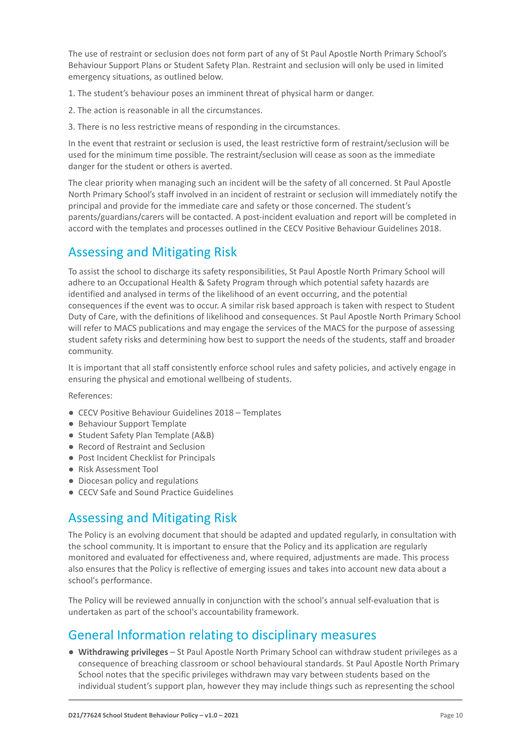The use of restraint or seclusion does not form part of any of St Paul Apostle North Primary School's Behaviour Support Plans or Student Safety Plan. Restraint and seclusion will only be used in limited emergency situations, as outlined below.

1. The student's behaviour poses an imminent threat of physical harm or danger.

2. The action is reasonable in all the circumstances.

3. There is no less restrictive means of responding in the circumstances.

In the event that restraint or seclusion is used, the least restrictive form of restraint/seclusion will be used for the minimum time possible. The restraint/seclusion will cease as soon as the immediate danger for the student or others is averted.

The clear priority when managing such an incident will be the safety of all concerned. St Paul Apostle North Primary School's staff involved in an incident of restraint or seclusion will immediately notify the principal and provide for the immediate care and safety or those concerned. The student's parents/guardians/carers will be contacted. A post-incident evaluation and report will be completed in accord with the templates and processes outlined in the CECV Positive Behaviour Guidelines 2018.

## Assessing and Mitigating Risk

To assist the school to discharge its safety responsibilities, St Paul Apostle North Primary School will adhere to an Occupational Health & Safety Program through which potential safety hazards are identified and analysed in terms of the likelihood of an event occurring, and the potential consequences if the event was to occur. A similar risk based approach is taken with respect to Student Duty of Care, with the definitions of likelihood and consequences. St Paul Apostle North Primary School will refer to MACS publications and may engage the services of the MACS for the purpose of assessing student safety risks and determining how best to support the needs of the students, staff and broader community.

It is important that all staff consistently enforce school rules and safety policies, and actively engage in ensuring the physical and emotional wellbeing of students.

References:

- CECV Positive Behaviour Guidelines 2018 – Templates
- Behaviour Support Template
- Student Safety Plan Template (A&B)
- Record of Restraint and Seclusion
- Post Incident Checklist for Principals
- Risk Assessment Tool
- Diocesan policy and regulations
- CECV Safe and Sound Practice Guidelines

## Assessing and Mitigating Risk

The Policy is an evolving document that should be adapted and updated regularly, in consultation with the school community. It is important to ensure that the Policy and its application are regularly monitored and evaluated for effectiveness and, where required, adjustments are made. This process also ensures that the Policy is reflective of emerging issues and takes into account new data about a school's performance.

The Policy will be reviewed annually in conjunction with the school's annual self-evaluation that is undertaken as part of the school's accountability framework.

## General Information relating to disciplinary measures

- **Withdrawing privileges** – St Paul Apostle North Primary School can withdraw student privileges as a consequence of breaching classroom or school behavioural standards. St Paul Apostle North Primary School notes that the specific privileges withdrawn may vary between students based on the individual student's support plan, however they may include things such as representing the school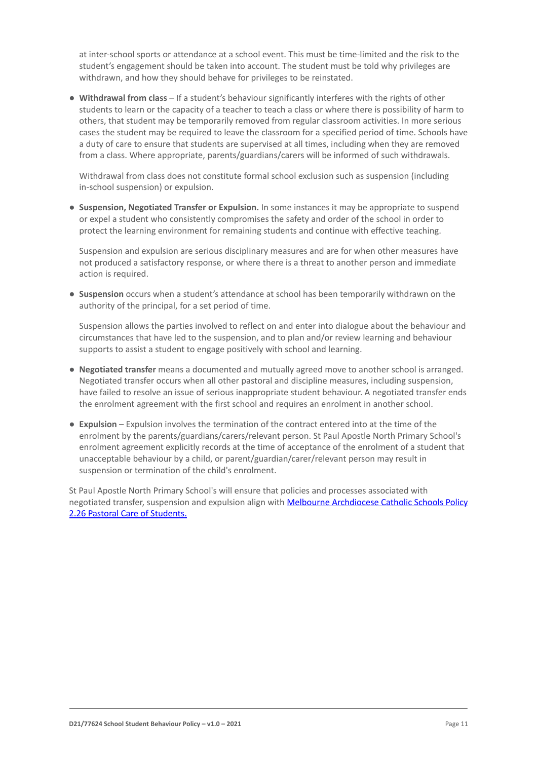at inter-school sports or attendance at a school event. This must be time-limited and the risk to the student's engagement should be taken into account. The student must be told why privileges are withdrawn, and how they should behave for privileges to be reinstated.

- **Withdrawal from class** – If a student's behaviour significantly interferes with the rights of other students to learn or the capacity of a teacher to teach a class or where there is possibility of harm to others, that student may be temporarily removed from regular classroom activities. In more serious cases the student may be required to leave the classroom for a specified period of time. Schools have a duty of care to ensure that students are supervised at all times, including when they are removed from a class. Where appropriate, parents/guardians/carers will be informed of such withdrawals.

  Withdrawal from class does not constitute formal school exclusion such as suspension (including in-school suspension) or expulsion.

- **Suspension, Negotiated Transfer or Expulsion.** In some instances it may be appropriate to suspend or expel a student who consistently compromises the safety and order of the school in order to protect the learning environment for remaining students and continue with effective teaching.

  Suspension and expulsion are serious disciplinary measures and are for when other measures have not produced a satisfactory response, or where there is a threat to another person and immediate action is required.

- **Suspension** occurs when a student's attendance at school has been temporarily withdrawn on the authority of the principal, for a set period of time.

  Suspension allows the parties involved to reflect on and enter into dialogue about the behaviour and circumstances that have led to the suspension, and to plan and/or review learning and behaviour supports to assist a student to engage positively with school and learning.

- **Negotiated transfer** means a documented and mutually agreed move to another school is arranged. Negotiated transfer occurs when all other pastoral and discipline measures, including suspension, have failed to resolve an issue of serious inappropriate student behaviour. A negotiated transfer ends the enrolment agreement with the first school and requires an enrolment in another school.

- **Expulsion** – Expulsion involves the termination of the contract entered into at the time of the enrolment by the parents/guardians/carers/relevant person. St Paul Apostle North Primary School's enrolment agreement explicitly records at the time of acceptance of the enrolment of a student that unacceptable behaviour by a child, or parent/guardian/carer/relevant person may result in suspension or termination of the child's enrolment.

St Paul Apostle North Primary School's will ensure that policies and processes associated with negotiated transfer, suspension and expulsion align with [Melbourne Archdiocese Catholic Schools Policy 2.26 Pastoral Care of Students.]()